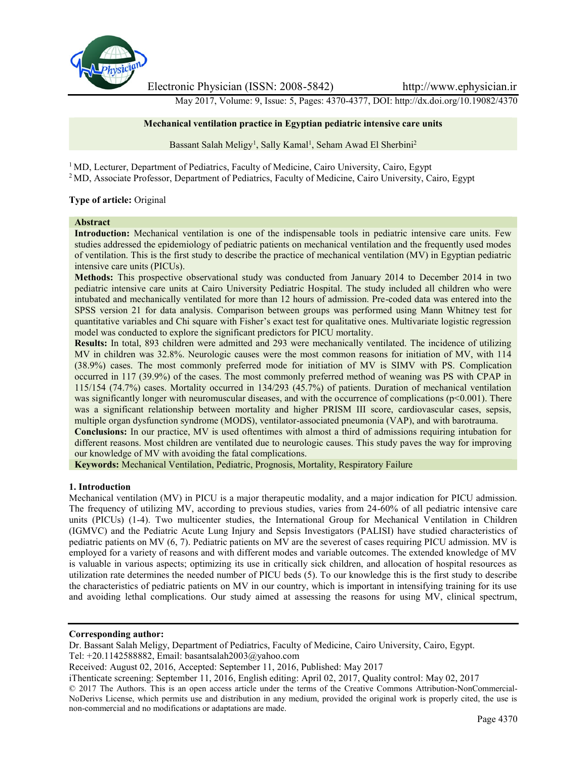# Mechanical ventilation practice in Egyptian pediatric intensive care units

Bassant Salah Meligy[1], Sally Kamal[1], Seham Awad El Sherbini[2]

[1] MD, Lecturer, Department of Pediatrics, Faculty of Medicine, Cairo University, Cairo, Egypt
[2] MD, Associate Professor, Department of Pediatrics, Faculty of Medicine, Cairo University, Cairo, Egypt

**Type of article:** Original

## Abstract

**Introduction:** Mechanical ventilation is one of the indispensable tools in pediatric intensive care units. Few studies addressed the epidemiology of pediatric patients on mechanical ventilation and the frequently used modes of ventilation. This is the first study to describe the practice of mechanical ventilation (MV) in Egyptian pediatric intensive care units (PICUs).

**Methods:** This prospective observational study was conducted from January 2014 to December 2014 in two pediatric intensive care units at Cairo University Pediatric Hospital. The study included all children who were intubated and mechanically ventilated for more than 12 hours of admission. Pre-coded data was entered into the SPSS version 21 for data analysis. Comparison between groups was performed using Mann Whitney test for quantitative variables and Chi square with Fisher's exact test for qualitative ones. Multivariate logistic regression model was conducted to explore the significant predictors for PICU mortality.

**Results:** In total, 893 children were admitted and 293 were mechanically ventilated. The incidence of utilizing MV in children was 32.8%. Neurologic causes were the most common reasons for initiation of MV, with 114 (38.9%) cases. The most commonly preferred mode for initiation of MV is SIMV with PS. Complication occurred in 117 (39.9%) of the cases. The most commonly preferred method of weaning was PS with CPAP in 115/154 (74.7%) cases. Mortality occurred in 134/293 (45.7%) of patients. Duration of mechanical ventilation was significantly longer with neuromuscular diseases, and with the occurrence of complications ($p<0.001$). There was a significant relationship between mortality and higher PRISM III score, cardiovascular cases, sepsis, multiple organ dysfunction syndrome (MODS), ventilator-associated pneumonia (VAP), and with barotrauma.

**Conclusions:** In our practice, MV is used oftentimes with almost a third of admissions requiring intubation for different reasons. Most children are ventilated due to neurologic causes. This study paves the way for improving our knowledge of MV with avoiding the fatal complications.

**Keywords:** Mechanical Ventilation, Pediatric, Prognosis, Mortality, Respiratory Failure

## 1. Introduction

Mechanical ventilation (MV) in PICU is a major therapeutic modality, and a major indication for PICU admission. The frequency of utilizing MV, according to previous studies, varies from 24-60% of all pediatric intensive care units (PICUs) (1-4). Two multicenter studies, the International Group for Mechanical Ventilation in Children (IGMVC) and the Pediatric Acute Lung Injury and Sepsis Investigators (PALISI) have studied characteristics of pediatric patients on MV (6, 7). Pediatric patients on MV are the severest of cases requiring PICU admission. MV is employed for a variety of reasons and with different modes and variable outcomes. The extended knowledge of MV is valuable in various aspects; optimizing its use in critically sick children, and allocation of hospital resources as utilization rate determines the needed number of PICU beds (5). To our knowledge this is the first study to describe the characteristics of pediatric patients on MV in our country, which is important in intensifying training for its use and avoiding lethal complications. Our study aimed at assessing the reasons for using MV, clinical spectrum,

**Corresponding author:**
Dr. Bassant Salah Meligy, Department of Pediatrics, Faculty of Medicine, Cairo University, Cairo, Egypt.
Tel: +20.1142588882, Email: basantsalah2003@yahoo.com
Received: August 02, 2016, Accepted: September 11, 2016, Published: May 2017
iThenticate screening: September 11, 2016, English editing: April 02, 2017, Quality control: May 02, 2017
© 2017 The Authors. This is an open access article under the terms of the Creative Commons Attribution-NonCommercial-NoDerivs License, which permits use and distribution in any medium, provided the original work is properly cited, the use is non-commercial and no modifications or adaptations are made.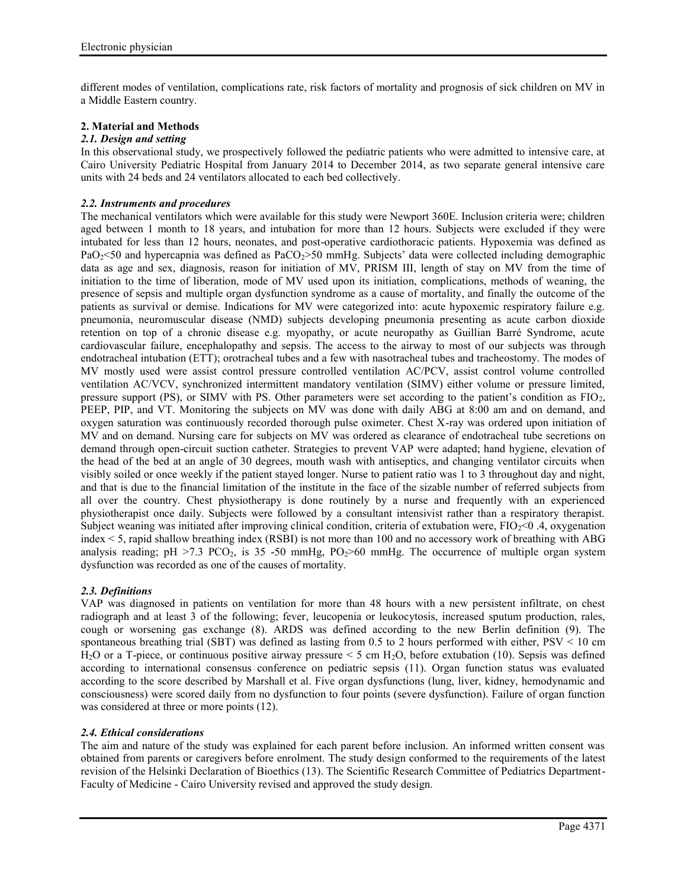different modes of ventilation, complications rate, risk factors of mortality and prognosis of sick children on MV in a Middle Eastern country.

## 2. Material and Methods

### *2.1. Design and setting*

In this observational study, we prospectively followed the pediatric patients who were admitted to intensive care, at Cairo University Pediatric Hospital from January 2014 to December 2014, as two separate general intensive care units with 24 beds and 24 ventilators allocated to each bed collectively.

### *2.2. Instruments and procedures*

The mechanical ventilators which were available for this study were Newport 360E. Inclusion criteria were; children aged between 1 month to 18 years, and intubation for more than 12 hours. Subjects were excluded if they were intubated for less than 12 hours, neonates, and post-operative cardiothoracic patients. Hypoxemia was defined as $PaO_2<50$ and hypercapnia was defined as $PaCO_2>50$ mmHg. Subjects' data were collected including demographic data as age and sex, diagnosis, reason for initiation of MV, PRISM III, length of stay on MV from the time of initiation to the time of liberation, mode of MV used upon its initiation, complications, methods of weaning, the presence of sepsis and multiple organ dysfunction syndrome as a cause of mortality, and finally the outcome of the patients as survival or demise. Indications for MV were categorized into: acute hypoxemic respiratory failure e.g. pneumonia, neuromuscular disease (NMD) subjects developing pneumonia presenting as acute carbon dioxide retention on top of a chronic disease e.g. myopathy, or acute neuropathy as Guillian Barré Syndrome, acute cardiovascular failure, encephalopathy and sepsis. The access to the airway to most of our subjects was through endotracheal intubation (ETT); orotracheal tubes and a few with nasotracheal tubes and tracheostomy. The modes of MV mostly used were assist control pressure controlled ventilation AC/PCV, assist control volume controlled ventilation AC/VCV, synchronized intermittent mandatory ventilation (SIMV) either volume or pressure limited, pressure support (PS), or SIMV with PS. Other parameters were set according to the patient's condition as $FIO_2$, PEEP, PIP, and VT. Monitoring the subjects on MV was done with daily ABG at 8:00 am and on demand, and oxygen saturation was continuously recorded thorough pulse oximeter. Chest X-ray was ordered upon initiation of MV and on demand. Nursing care for subjects on MV was ordered as clearance of endotracheal tube secretions on demand through open-circuit suction catheter. Strategies to prevent VAP were adapted; hand hygiene, elevation of the head of the bed at an angle of 30 degrees, mouth wash with antiseptics, and changing ventilator circuits when visibly soiled or once weekly if the patient stayed longer. Nurse to patient ratio was 1 to 3 throughout day and night, and that is due to the financial limitation of the institute in the face of the sizable number of referred subjects from all over the country. Chest physiotherapy is done routinely by a nurse and frequently with an experienced physiotherapist once daily. Subjects were followed by a consultant intensivist rather than a respiratory therapist. Subject weaning was initiated after improving clinical condition, criteria of extubation were, $FIO_2<0$ .4, oxygenation index < 5, rapid shallow breathing index (RSBI) is not more than 100 and no accessory work of breathing with ABG analysis reading; pH >7.3 $PCO_2$, is 35 -50 mmHg, $PO_2>60$ mmHg. The occurrence of multiple organ system dysfunction was recorded as one of the causes of mortality.

### *2.3. Definitions*

VAP was diagnosed in patients on ventilation for more than 48 hours with a new persistent infiltrate, on chest radiograph and at least 3 of the following; fever, leucopenia or leukocytosis, increased sputum production, rales, cough or worsening gas exchange (8). ARDS was defined according to the new Berlin definition (9). The spontaneous breathing trial (SBT) was defined as lasting from 0.5 to 2 hours performed with either, PSV < 10 cm $H_2O$ or a T-piece, or continuous positive airway pressure < 5 cm $H_2O$, before extubation (10). Sepsis was defined according to international consensus conference on pediatric sepsis (11). Organ function status was evaluated according to the score described by Marshall et al. Five organ dysfunctions (lung, liver, kidney, hemodynamic and consciousness) were scored daily from no dysfunction to four points (severe dysfunction). Failure of organ function was considered at three or more points (12).

### *2.4. Ethical considerations*

The aim and nature of the study was explained for each parent before inclusion. An informed written consent was obtained from parents or caregivers before enrolment. The study design conformed to the requirements of the latest revision of the Helsinki Declaration of Bioethics (13). The Scientific Research Committee of Pediatrics Department-Faculty of Medicine - Cairo University revised and approved the study design.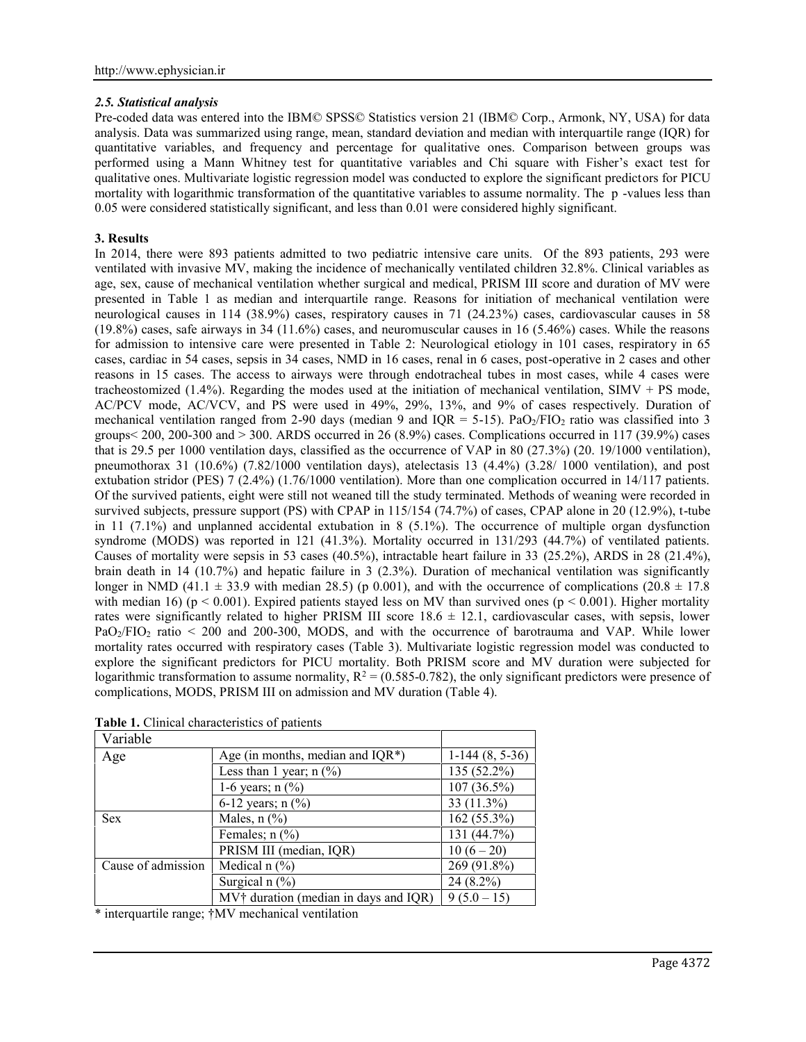### *2.5. Statistical analysis*

Pre-coded data was entered into the IBM© SPSS© Statistics version 21 (IBM© Corp., Armonk, NY, USA) for data analysis. Data was summarized using range, mean, standard deviation and median with interquartile range (IQR) for quantitative variables, and frequency and percentage for qualitative ones. Comparison between groups was performed using a Mann Whitney test for quantitative variables and Chi square with Fisher's exact test for qualitative ones. Multivariate logistic regression model was conducted to explore the significant predictors for PICU mortality with logarithmic transformation of the quantitative variables to assume normality. The p -values less than 0.05 were considered statistically significant, and less than 0.01 were considered highly significant.

### 3. Results

In 2014, there were 893 patients admitted to two pediatric intensive care units. Of the 893 patients, 293 were ventilated with invasive MV, making the incidence of mechanically ventilated children 32.8%. Clinical variables as age, sex, cause of mechanical ventilation whether surgical and medical, PRISM III score and duration of MV were presented in Table 1 as median and interquartile range. Reasons for initiation of mechanical ventilation were neurological causes in 114 (38.9%) cases, respiratory causes in 71 (24.23%) cases, cardiovascular causes in 58 (19.8%) cases, safe airways in 34 (11.6%) cases, and neuromuscular causes in 16 (5.46%) cases. While the reasons for admission to intensive care were presented in Table 2: Neurological etiology in 101 cases, respiratory in 65 cases, cardiac in 54 cases, sepsis in 34 cases, NMD in 16 cases, renal in 6 cases, post-operative in 2 cases and other reasons in 15 cases. The access to airways were through endotracheal tubes in most cases, while 4 cases were tracheostomized (1.4%). Regarding the modes used at the initiation of mechanical ventilation, SIMV + PS mode, AC/PCV mode, AC/VCV, and PS were used in 49%, 29%, 13%, and 9% of cases respectively. Duration of mechanical ventilation ranged from 2-90 days (median 9 and IQR = 5-15). $PaO_2/FIO_2$ ratio was classified into 3 groups< 200, 200-300 and > 300. ARDS occurred in 26 (8.9%) cases. Complications occurred in 117 (39.9%) cases that is 29.5 per 1000 ventilation days, classified as the occurrence of VAP in 80 (27.3%) (20. 19/1000 ventilation), pneumothorax 31 (10.6%) (7.82/1000 ventilation days), atelectasis 13 (4.4%) (3.28/ 1000 ventilation), and post extubation stridor (PES) 7 (2.4%) (1.76/1000 ventilation). More than one complication occurred in 14/117 patients. Of the survived patients, eight were still not weaned till the study terminated. Methods of weaning were recorded in survived subjects, pressure support (PS) with CPAP in 115/154 (74.7%) of cases, CPAP alone in 20 (12.9%), t-tube in 11 (7.1%) and unplanned accidental extubation in 8 (5.1%). The occurrence of multiple organ dysfunction syndrome (MODS) was reported in 121 (41.3%). Mortality occurred in 131/293 (44.7%) of ventilated patients. Causes of mortality were sepsis in 53 cases (40.5%), intractable heart failure in 33 (25.2%), ARDS in 28 (21.4%), brain death in 14 (10.7%) and hepatic failure in 3 (2.3%). Duration of mechanical ventilation was significantly longer in NMD (41.1 ± 33.9 with median 28.5) (p 0.001), and with the occurrence of complications (20.8 ± 17.8 with median 16) ($p < 0.001$). Expired patients stayed less on MV than survived ones ($p < 0.001$). Higher mortality rates were significantly related to higher PRISM III score 18.6 ± 12.1, cardiovascular cases, with sepsis, lower $PaO_2/FIO_2$ ratio < 200 and 200-300, MODS, and with the occurrence of barotrauma and VAP. While lower mortality rates occurred with respiratory cases (Table 3). Multivariate logistic regression model was conducted to explore the significant predictors for PICU mortality. Both PRISM score and MV duration were subjected for logarithmic transformation to assume normality, $R^2 = (0.585\text{-}0.782)$, the only significant predictors were presence of complications, MODS, PRISM III on admission and MV duration (Table 4).

**Table 1.** Clinical characteristics of patients

| Variable | | |
|---|---|---|
| Age | Age (in months, median and IQR*) | 1-144 (8, 5-36) |
| | Less than 1 year; n (%) | 135 (52.2%) |
| | 1-6 years; n (%) | 107 (36.5%) |
| | 6-12 years; n (%) | 33 (11.3%) |
| Sex | Males, n (%) | 162 (55.3%) |
| | Females; n (%) | 131 (44.7%) |
| | PRISM III (median, IQR) | 10 (6 – 20) |
| Cause of admission | Medical n (%) | 269 (91.8%) |
| | Surgical n (%) | 24 (8.2%) |
| | MV† duration (median in days and IQR) | 9 (5.0 – 15) |

\* interquartile range; †MV mechanical ventilation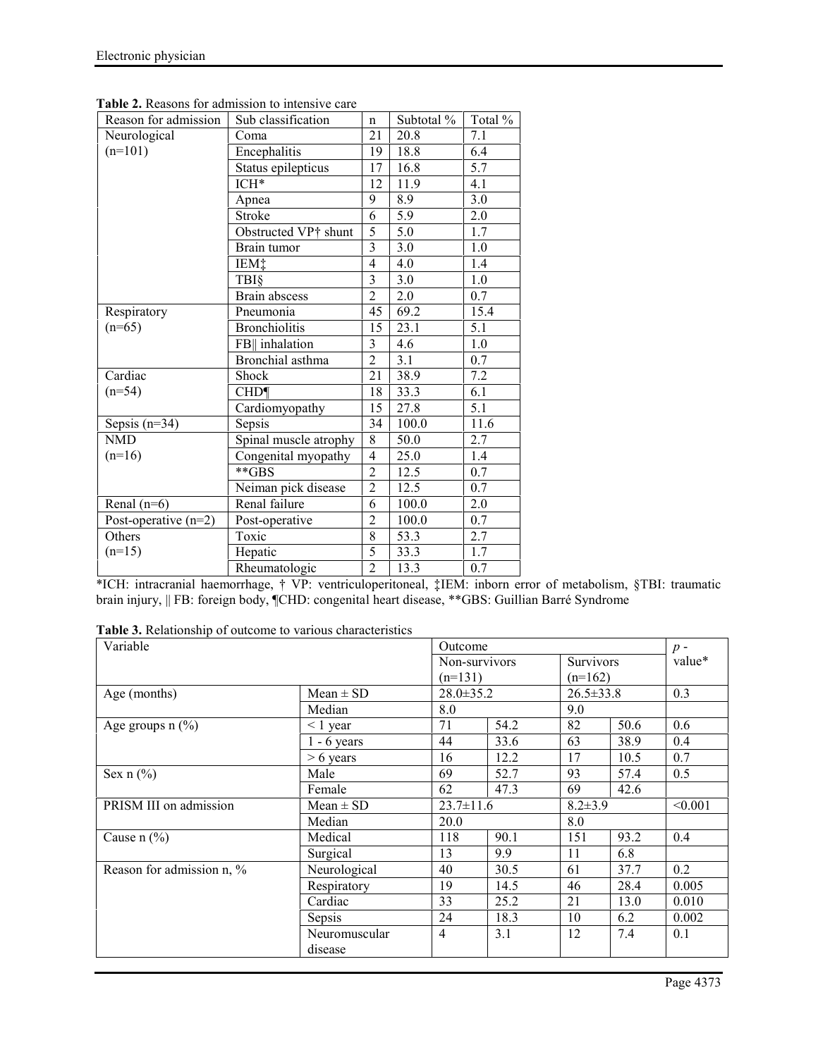**Table 2.** Reasons for admission to intensive care

| Reason for admission | Sub classification | n | Subtotal % | Total % |
|---|---|---|---|---|
| Neurological (n=101) | Coma | 21 | 20.8 | 7.1 |
| | Encephalitis | 19 | 18.8 | 6.4 |
| | Status epilepticus | 17 | 16.8 | 5.7 |
| | ICH* | 12 | 11.9 | 4.1 |
| | Apnea | 9 | 8.9 | 3.0 |
| | Stroke | 6 | 5.9 | 2.0 |
| | Obstructed VP† shunt | 5 | 5.0 | 1.7 |
| | Brain tumor | 3 | 3.0 | 1.0 |
| | IEM‡ | 4 | 4.0 | 1.4 |
| | TBI§ | 3 | 3.0 | 1.0 |
| | Brain abscess | 2 | 2.0 | 0.7 |
| Respiratory (n=65) | Pneumonia | 45 | 69.2 | 15.4 |
| | Bronchiolitis | 15 | 23.1 | 5.1 |
| | FB‖ inhalation | 3 | 4.6 | 1.0 |
| | Bronchial asthma | 2 | 3.1 | 0.7 |
| Cardiac (n=54) | Shock | 21 | 38.9 | 7.2 |
| | CHD¶ | 18 | 33.3 | 6.1 |
| | Cardiomyopathy | 15 | 27.8 | 5.1 |
| Sepsis (n=34) | Sepsis | 34 | 100.0 | 11.6 |
| NMD (n=16) | Spinal muscle atrophy | 8 | 50.0 | 2.7 |
| | Congenital myopathy | 4 | 25.0 | 1.4 |
| | **GBS | 2 | 12.5 | 0.7 |
| | Neiman pick disease | 2 | 12.5 | 0.7 |
| Renal (n=6) | Renal failure | 6 | 100.0 | 2.0 |
| Post-operative (n=2) | Post-operative | 2 | 100.0 | 0.7 |
| Others (n=15) | Toxic | 8 | 53.3 | 2.7 |
| | Hepatic | 5 | 33.3 | 1.7 |
| | Rheumatologic | 2 | 13.3 | 0.7 |

*ICH: intracranial haemorrhage, † VP: ventriculoperitoneal, ‡IEM: inborn error of metabolism, §TBI: traumatic brain injury, ‖ FB: foreign body, ¶CHD: congenital heart disease, **GBS: Guillian Barré Syndrome

**Table 3.** Relationship of outcome to various characteristics

| Variable | | Outcome | | | | *p*-value* |
|---|---|---|---|---|---|---|
| | | Non-survivors (n=131) | | Survivors (n=162) | | |
| Age (months) | Mean ± SD | 28.0±35.2 | | 26.5±33.8 | | 0.3 |
| | Median | 8.0 | | 9.0 | | |
| Age groups n (%) | < 1 year | 71 | 54.2 | 82 | 50.6 | 0.6 |
| | 1 - 6 years | 44 | 33.6 | 63 | 38.9 | 0.4 |
| | > 6 years | 16 | 12.2 | 17 | 10.5 | 0.7 |
| Sex n (%) | Male | 69 | 52.7 | 93 | 57.4 | 0.5 |
| | Female | 62 | 47.3 | 69 | 42.6 | |
| PRISM III on admission | Mean ± SD | 23.7±11.6 | | 8.2±3.9 | | <0.001 |
| | Median | 20.0 | | 8.0 | | |
| Cause n (%) | Medical | 118 | 90.1 | 151 | 93.2 | 0.4 |
| | Surgical | 13 | 9.9 | 11 | 6.8 | |
| Reason for admission n, % | Neurological | 40 | 30.5 | 61 | 37.7 | 0.2 |
| | Respiratory | 19 | 14.5 | 46 | 28.4 | 0.005 |
| | Cardiac | 33 | 25.2 | 21 | 13.0 | 0.010 |
| | Sepsis | 24 | 18.3 | 10 | 6.2 | 0.002 |
| | Neuromuscular disease | 4 | 3.1 | 12 | 7.4 | 0.1 |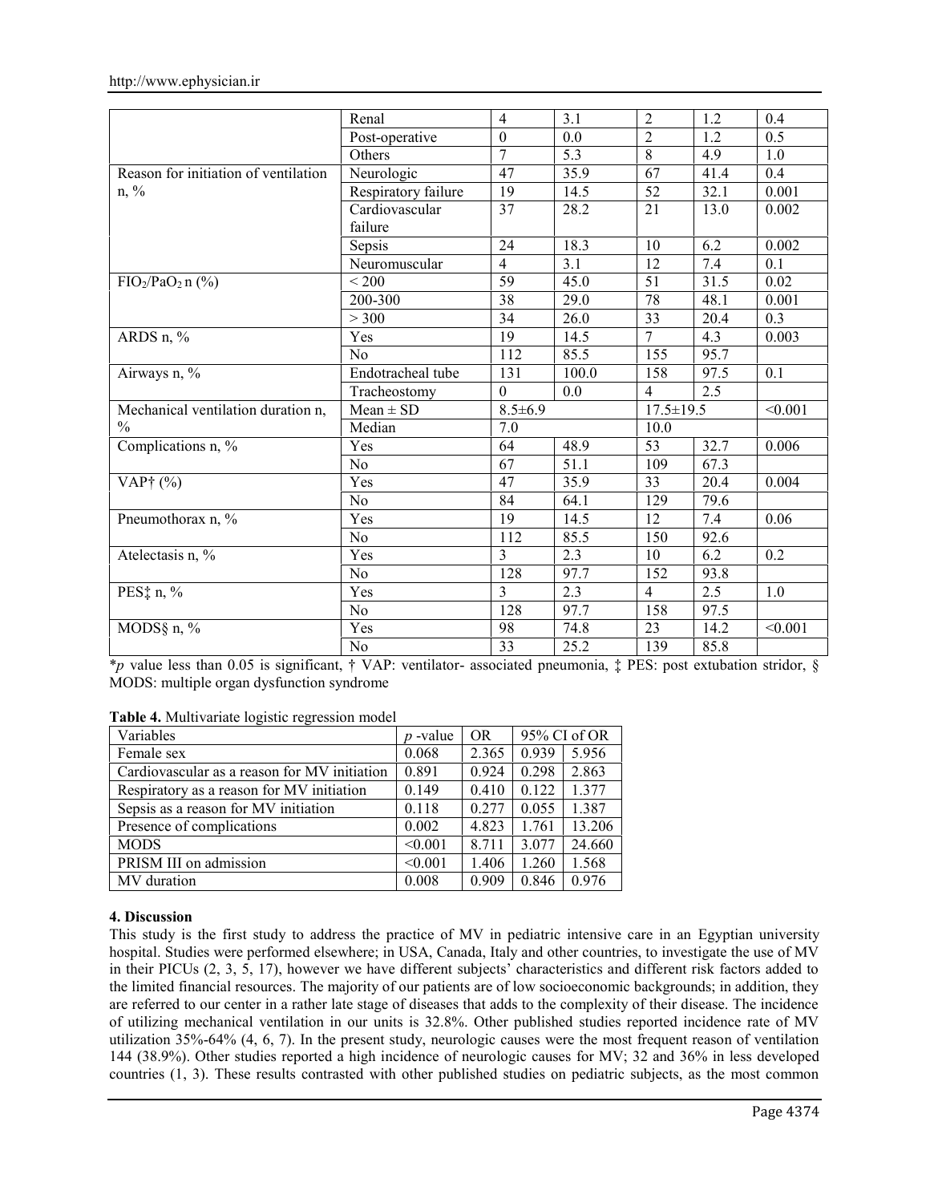| | | | | | | |
|---|---|---|---|---|---|---|
| | Renal | 4 | 3.1 | 2 | 1.2 | 0.4 |
| | Post-operative | 0 | 0.0 | 2 | 1.2 | 0.5 |
| | Others | 7 | 5.3 | 8 | 4.9 | 1.0 |
| Reason for initiation of ventilation n, % | Neurologic | 47 | 35.9 | 67 | 41.4 | 0.4 |
| | Respiratory failure | 19 | 14.5 | 52 | 32.1 | 0.001 |
| | Cardiovascular failure | 37 | 28.2 | 21 | 13.0 | 0.002 |
| | Sepsis | 24 | 18.3 | 10 | 6.2 | 0.002 |
| | Neuromuscular | 4 | 3.1 | 12 | 7.4 | 0.1 |
| $FIO_2/PaO_2$ n (%) | < 200 | 59 | 45.0 | 51 | 31.5 | 0.02 |
| | 200-300 | 38 | 29.0 | 78 | 48.1 | 0.001 |
| | > 300 | 34 | 26.0 | 33 | 20.4 | 0.3 |
| ARDS n, % | Yes | 19 | 14.5 | 7 | 4.3 | 0.003 |
| | No | 112 | 85.5 | 155 | 95.7 | |
| Airways n, % | Endotracheal tube | 131 | 100.0 | 158 | 97.5 | 0.1 |
| | Tracheostomy | 0 | 0.0 | 4 | 2.5 | |
| Mechanical ventilation duration n, % | Mean ± SD | 8.5±6.9 | | 17.5±19.5 | | <0.001 |
| | Median | 7.0 | | 10.0 | | |
| Complications n, % | Yes | 64 | 48.9 | 53 | 32.7 | 0.006 |
| | No | 67 | 51.1 | 109 | 67.3 | |
| VAP† (%) | Yes | 47 | 35.9 | 33 | 20.4 | 0.004 |
| | No | 84 | 64.1 | 129 | 79.6 | |
| Pneumothorax n, % | Yes | 19 | 14.5 | 12 | 7.4 | 0.06 |
| | No | 112 | 85.5 | 150 | 92.6 | |
| Atelectasis n, % | Yes | 3 | 2.3 | 10 | 6.2 | 0.2 |
| | No | 128 | 97.7 | 152 | 93.8 | |
| PES‡ n, % | Yes | 3 | 2.3 | 4 | 2.5 | 1.0 |
| | No | 128 | 97.7 | 158 | 97.5 | |
| MODS§ n, % | Yes | 98 | 74.8 | 23 | 14.2 | <0.001 |
| | No | 33 | 25.2 | 139 | 85.8 | |

*$p$ value less than 0.05 is significant, † VAP: ventilator- associated pneumonia, ‡ PES: post extubation stridor, § MODS: multiple organ dysfunction syndrome

**Table 4.** Multivariate logistic regression model

| Variables | $p$ -value | OR | 95% CI of OR | |
|---|---|---|---|---|
| Female sex | 0.068 | 2.365 | 0.939 | 5.956 |
| Cardiovascular as a reason for MV initiation | 0.891 | 0.924 | 0.298 | 2.863 |
| Respiratory as a reason for MV initiation | 0.149 | 0.410 | 0.122 | 1.377 |
| Sepsis as a reason for MV initiation | 0.118 | 0.277 | 0.055 | 1.387 |
| Presence of complications | 0.002 | 4.823 | 1.761 | 13.206 |
| MODS | <0.001 | 8.711 | 3.077 | 24.660 |
| PRISM III on admission | <0.001 | 1.406 | 1.260 | 1.568 |
| MV duration | 0.008 | 0.909 | 0.846 | 0.976 |

## 4. Discussion

This study is the first study to address the practice of MV in pediatric intensive care in an Egyptian university hospital. Studies were performed elsewhere; in USA, Canada, Italy and other countries, to investigate the use of MV in their PICUs (2, 3, 5, 17), however we have different subjects' characteristics and different risk factors added to the limited financial resources. The majority of our patients are of low socioeconomic backgrounds; in addition, they are referred to our center in a rather late stage of diseases that adds to the complexity of their disease. The incidence of utilizing mechanical ventilation in our units is 32.8%. Other published studies reported incidence rate of MV utilization 35%-64% (4, 6, 7). In the present study, neurologic causes were the most frequent reason of ventilation 144 (38.9%). Other studies reported a high incidence of neurologic causes for MV; 32 and 36% in less developed countries (1, 3). These results contrasted with other published studies on pediatric subjects, as the most common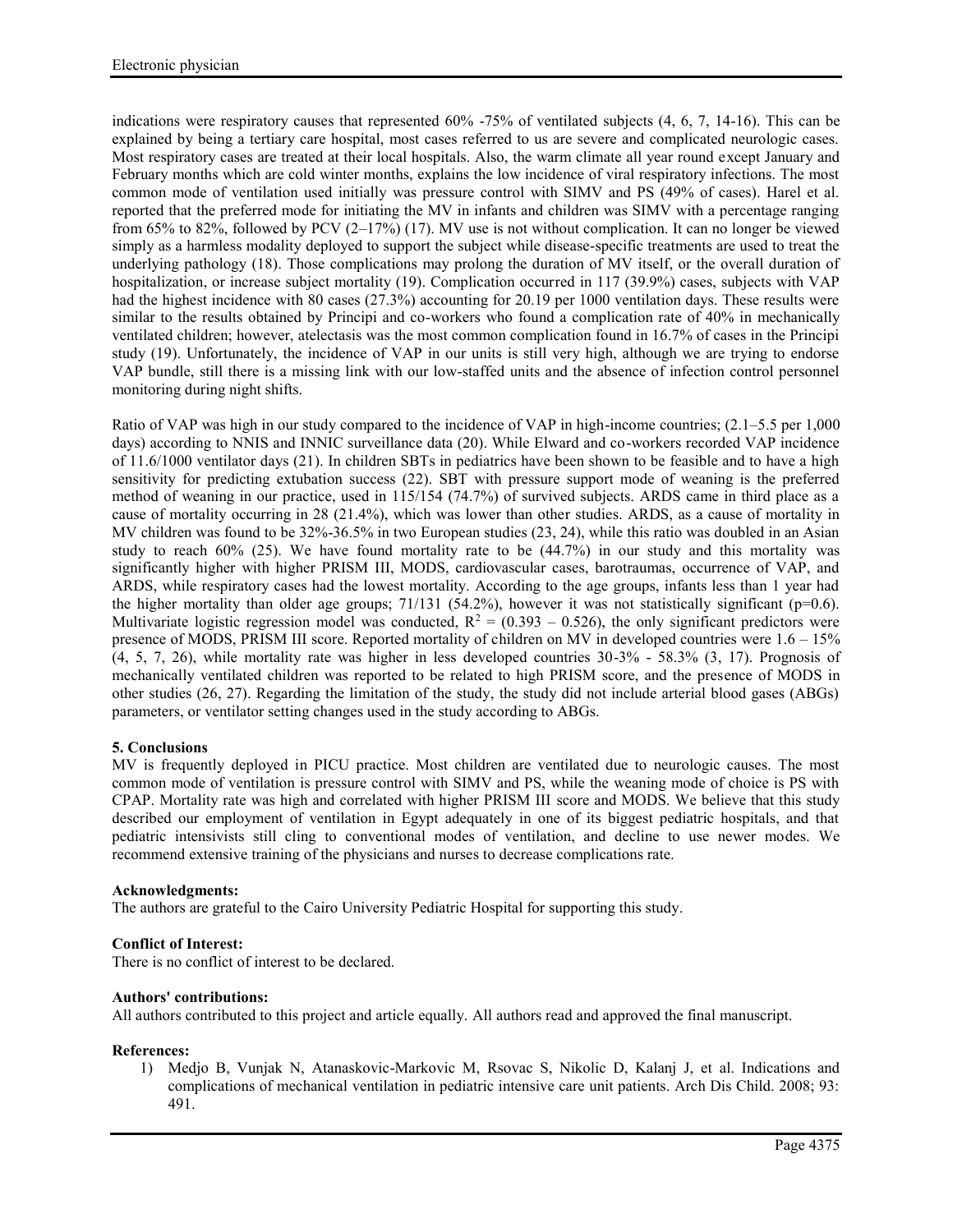indications were respiratory causes that represented 60% -75% of ventilated subjects (4, 6, 7, 14-16). This can be explained by being a tertiary care hospital, most cases referred to us are severe and complicated neurologic cases. Most respiratory cases are treated at their local hospitals. Also, the warm climate all year round except January and February months which are cold winter months, explains the low incidence of viral respiratory infections. The most common mode of ventilation used initially was pressure control with SIMV and PS (49% of cases). Harel et al. reported that the preferred mode for initiating the MV in infants and children was SIMV with a percentage ranging from 65% to 82%, followed by PCV (2–17%) (17). MV use is not without complication. It can no longer be viewed simply as a harmless modality deployed to support the subject while disease-specific treatments are used to treat the underlying pathology (18). Those complications may prolong the duration of MV itself, or the overall duration of hospitalization, or increase subject mortality (19). Complication occurred in 117 (39.9%) cases, subjects with VAP had the highest incidence with 80 cases (27.3%) accounting for 20.19 per 1000 ventilation days. These results were similar to the results obtained by Principi and co-workers who found a complication rate of 40% in mechanically ventilated children; however, atelectasis was the most common complication found in 16.7% of cases in the Principi study (19). Unfortunately, the incidence of VAP in our units is still very high, although we are trying to endorse VAP bundle, still there is a missing link with our low-staffed units and the absence of infection control personnel monitoring during night shifts.

Ratio of VAP was high in our study compared to the incidence of VAP in high-income countries; (2.1–5.5 per 1,000 days) according to NNIS and INNIC surveillance data (20). While Elward and co-workers recorded VAP incidence of 11.6/1000 ventilator days (21). In children SBTs in pediatrics have been shown to be feasible and to have a high sensitivity for predicting extubation success (22). SBT with pressure support mode of weaning is the preferred method of weaning in our practice, used in 115/154 (74.7%) of survived subjects. ARDS came in third place as a cause of mortality occurring in 28 (21.4%), which was lower than other studies. ARDS, as a cause of mortality in MV children was found to be 32%-36.5% in two European studies (23, 24), while this ratio was doubled in an Asian study to reach 60% (25). We have found mortality rate to be (44.7%) in our study and this mortality was significantly higher with higher PRISM III, MODS, cardiovascular cases, barotraumas, occurrence of VAP, and ARDS, while respiratory cases had the lowest mortality. According to the age groups, infants less than 1 year had the higher mortality than older age groups; 71/131 (54.2%), however it was not statistically significant ($p=0.6$). Multivariate logistic regression model was conducted, $R^2 = (0.393 – 0.526)$, the only significant predictors were presence of MODS, PRISM III score. Reported mortality of children on MV in developed countries were 1.6 – 15% (4, 5, 7, 26), while mortality rate was higher in less developed countries 30-3% - 58.3% (3, 17). Prognosis of mechanically ventilated children was reported to be related to high PRISM score, and the presence of MODS in other studies (26, 27). Regarding the limitation of the study, the study did not include arterial blood gases (ABGs) parameters, or ventilator setting changes used in the study according to ABGs.

## 5. Conclusions

MV is frequently deployed in PICU practice. Most children are ventilated due to neurologic causes. The most common mode of ventilation is pressure control with SIMV and PS, while the weaning mode of choice is PS with CPAP. Mortality rate was high and correlated with higher PRISM III score and MODS. We believe that this study described our employment of ventilation in Egypt adequately in one of its biggest pediatric hospitals, and that pediatric intensivists still cling to conventional modes of ventilation, and decline to use newer modes. We recommend extensive training of the physicians and nurses to decrease complications rate.

**Acknowledgments:**
The authors are grateful to the Cairo University Pediatric Hospital for supporting this study.

**Conflict of Interest:**
There is no conflict of interest to be declared.

**Authors' contributions:**
All authors contributed to this project and article equally. All authors read and approved the final manuscript.

**References:**

1) Medjo B, Vunjak N, Atanaskovic-Markovic M, Rsovac S, Nikolic D, Kalanj J, et al. Indications and complications of mechanical ventilation in pediatric intensive care unit patients. Arch Dis Child. 2008; 93: 491.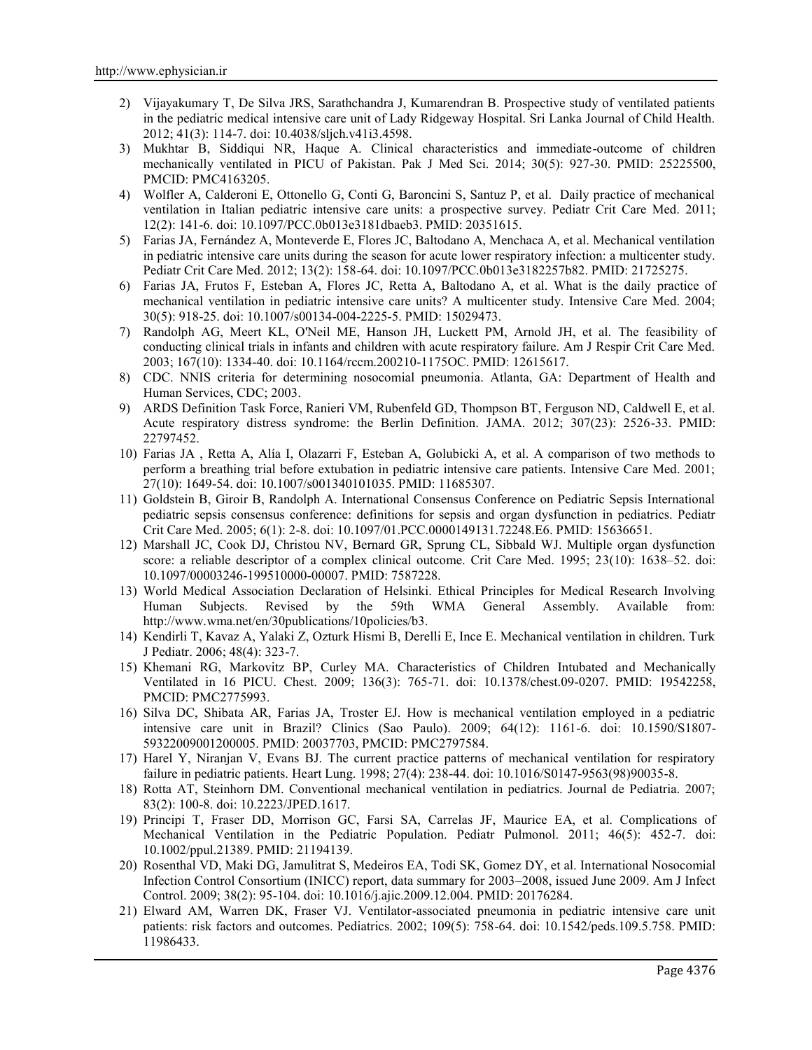2) Vijayakumary T, De Silva JRS, Sarathchandra J, Kumarendran B. Prospective study of ventilated patients in the pediatric medical intensive care unit of Lady Ridgeway Hospital. Sri Lanka Journal of Child Health. 2012; 41(3): 114-7. doi: 10.4038/sljch.v41i3.4598.
3) Mukhtar B, Siddiqui NR, Haque A. Clinical characteristics and immediate-outcome of children mechanically ventilated in PICU of Pakistan. Pak J Med Sci. 2014; 30(5): 927-30. PMID: 25225500, PMCID: PMC4163205.
4) Wolfler A, Calderoni E, Ottonello G, Conti G, Baroncini S, Santuz P, et al. Daily practice of mechanical ventilation in Italian pediatric intensive care units: a prospective survey. Pediatr Crit Care Med. 2011; 12(2): 141-6. doi: 10.1097/PCC.0b013e3181dbaeb3. PMID: 20351615.
5) Farias JA, Fernández A, Monteverde E, Flores JC, Baltodano A, Menchaca A, et al. Mechanical ventilation in pediatric intensive care units during the season for acute lower respiratory infection: a multicenter study. Pediatr Crit Care Med. 2012; 13(2): 158-64. doi: 10.1097/PCC.0b013e3182257b82. PMID: 21725275.
6) Farias JA, Frutos F, Esteban A, Flores JC, Retta A, Baltodano A, et al. What is the daily practice of mechanical ventilation in pediatric intensive care units? A multicenter study. Intensive Care Med. 2004; 30(5): 918-25. doi: 10.1007/s00134-004-2225-5. PMID: 15029473.
7) Randolph AG, Meert KL, O'Neil ME, Hanson JH, Luckett PM, Arnold JH, et al. The feasibility of conducting clinical trials in infants and children with acute respiratory failure. Am J Respir Crit Care Med. 2003; 167(10): 1334-40. doi: 10.1164/rccm.200210-1175OC. PMID: 12615617.
8) CDC. NNIS criteria for determining nosocomial pneumonia. Atlanta, GA: Department of Health and Human Services, CDC; 2003.
9) ARDS Definition Task Force, Ranieri VM, Rubenfeld GD, Thompson BT, Ferguson ND, Caldwell E, et al. Acute respiratory distress syndrome: the Berlin Definition. JAMA. 2012; 307(23): 2526-33. PMID: 22797452.
10) Farias JA , Retta A, Alía I, Olazarri F, Esteban A, Golubicki A, et al. A comparison of two methods to perform a breathing trial before extubation in pediatric intensive care patients. Intensive Care Med. 2001; 27(10): 1649-54. doi: 10.1007/s001340101035. PMID: 11685307.
11) Goldstein B, Giroir B, Randolph A. International Consensus Conference on Pediatric Sepsis International pediatric sepsis consensus conference: definitions for sepsis and organ dysfunction in pediatrics. Pediatr Crit Care Med. 2005; 6(1): 2-8. doi: 10.1097/01.PCC.0000149131.72248.E6. PMID: 15636651.
12) Marshall JC, Cook DJ, Christou NV, Bernard GR, Sprung CL, Sibbald WJ. Multiple organ dysfunction score: a reliable descriptor of a complex clinical outcome. Crit Care Med. 1995; 23(10): 1638–52. doi: 10.1097/00003246-199510000-00007. PMID: 7587228.
13) World Medical Association Declaration of Helsinki. Ethical Principles for Medical Research Involving Human Subjects. Revised by the 59th WMA General Assembly. Available from: http://www.wma.net/en/30publications/10policies/b3.
14) Kendirli T, Kavaz A, Yalaki Z, Ozturk Hismi B, Derelli E, Ince E. Mechanical ventilation in children. Turk J Pediatr. 2006; 48(4): 323-7.
15) Khemani RG, Markovitz BP, Curley MA. Characteristics of Children Intubated and Mechanically Ventilated in 16 PICU. Chest. 2009; 136(3): 765-71. doi: 10.1378/chest.09-0207. PMID: 19542258, PMCID: PMC2775993.
16) Silva DC, Shibata AR, Farias JA, Troster EJ. How is mechanical ventilation employed in a pediatric intensive care unit in Brazil? Clinics (Sao Paulo). 2009; 64(12): 1161-6. doi: 10.1590/S1807-59322009001200005. PMID: 20037703, PMCID: PMC2797584.
17) Harel Y, Niranjan V, Evans BJ. The current practice patterns of mechanical ventilation for respiratory failure in pediatric patients. Heart Lung. 1998; 27(4): 238-44. doi: 10.1016/S0147-9563(98)90035-8.
18) Rotta AT, Steinhorn DM. Conventional mechanical ventilation in pediatrics. Journal de Pediatria. 2007; 83(2): 100-8. doi: 10.2223/JPED.1617.
19) Principi T, Fraser DD, Morrison GC, Farsi SA, Carrelas JF, Maurice EA, et al. Complications of Mechanical Ventilation in the Pediatric Population. Pediatr Pulmonol. 2011; 46(5): 452-7. doi: 10.1002/ppul.21389. PMID: 21194139.
20) Rosenthal VD, Maki DG, Jamulitrat S, Medeiros EA, Todi SK, Gomez DY, et al. International Nosocomial Infection Control Consortium (INICC) report, data summary for 2003–2008, issued June 2009. Am J Infect Control. 2009; 38(2): 95-104. doi: 10.1016/j.ajic.2009.12.004. PMID: 20176284.
21) Elward AM, Warren DK, Fraser VJ. Ventilator-associated pneumonia in pediatric intensive care unit patients: risk factors and outcomes. Pediatrics. 2002; 109(5): 758-64. doi: 10.1542/peds.109.5.758. PMID: 11986433.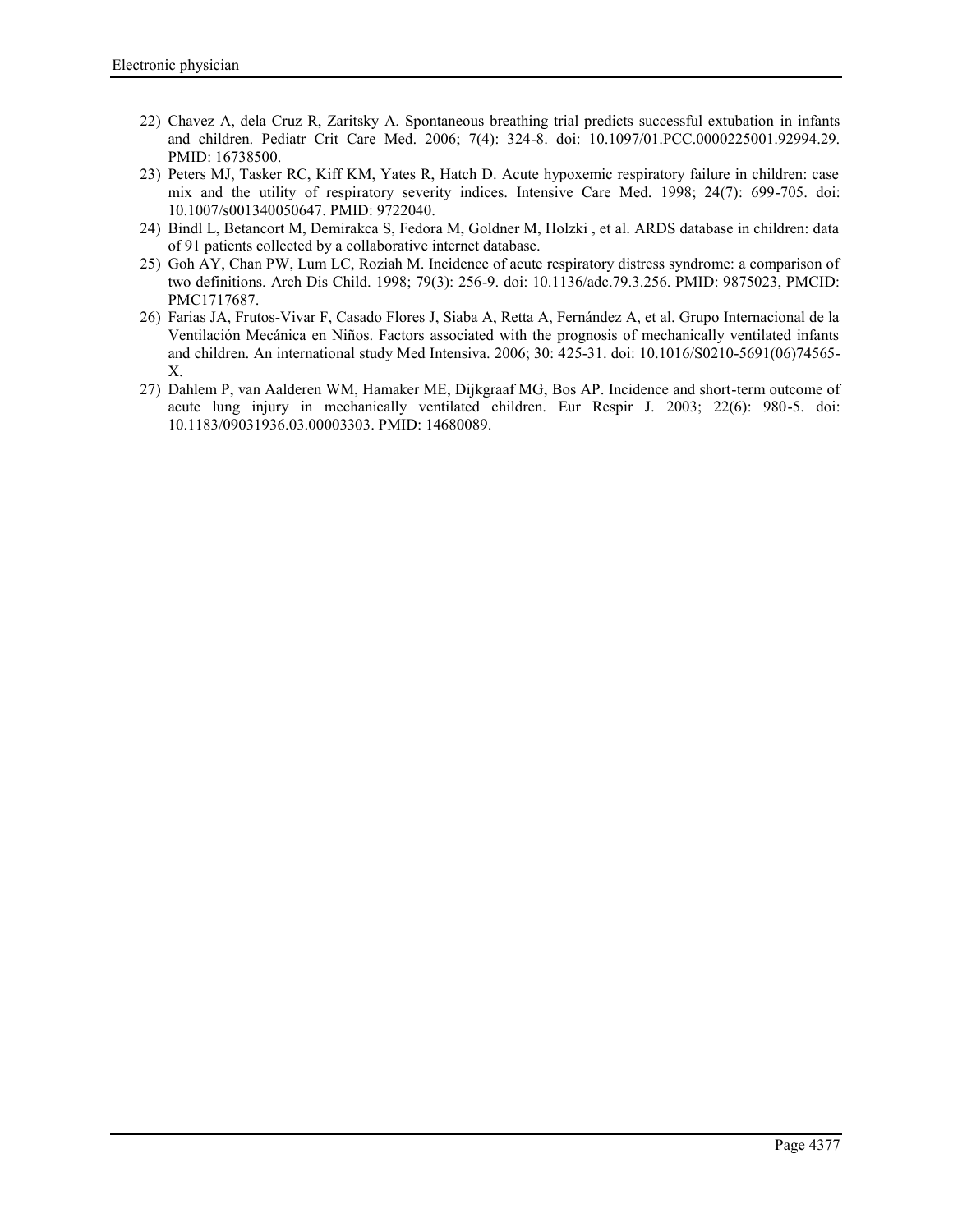22) Chavez A, dela Cruz R, Zaritsky A. Spontaneous breathing trial predicts successful extubation in infants and children. Pediatr Crit Care Med. 2006; 7(4): 324-8. doi: 10.1097/01.PCC.0000225001.92994.29. PMID: 16738500.
23) Peters MJ, Tasker RC, Kiff KM, Yates R, Hatch D. Acute hypoxemic respiratory failure in children: case mix and the utility of respiratory severity indices. Intensive Care Med. 1998; 24(7): 699-705. doi: 10.1007/s001340050647. PMID: 9722040.
24) Bindl L, Betancort M, Demirakca S, Fedora M, Goldner M, Holzki , et al. ARDS database in children: data of 91 patients collected by a collaborative internet database.
25) Goh AY, Chan PW, Lum LC, Roziah M. Incidence of acute respiratory distress syndrome: a comparison of two definitions. Arch Dis Child. 1998; 79(3): 256-9. doi: 10.1136/adc.79.3.256. PMID: 9875023, PMCID: PMC1717687.
26) Farias JA, Frutos-Vivar F, Casado Flores J, Siaba A, Retta A, Fernández A, et al. Grupo Internacional de la Ventilación Mecánica en Niños. Factors associated with the prognosis of mechanically ventilated infants and children. An international study Med Intensiva. 2006; 30: 425-31. doi: 10.1016/S0210-5691(06)74565-X.
27) Dahlem P, van Aalderen WM, Hamaker ME, Dijkgraaf MG, Bos AP. Incidence and short-term outcome of acute lung injury in mechanically ventilated children. Eur Respir J. 2003; 22(6): 980-5. doi: 10.1183/09031936.03.00003303. PMID: 14680089.